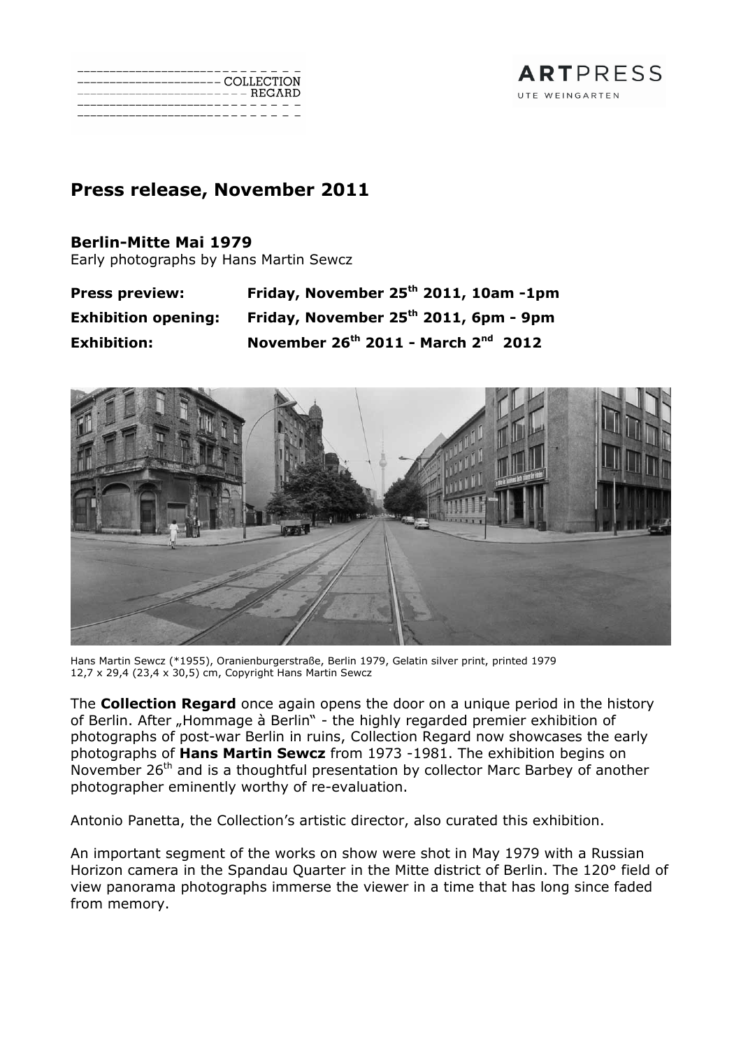COLLECTION REGARD

**ART**PRESS
UTE WEINGARTEN

## Press release, November 2011

### Berlin-Mitte Mai 1979

Early photographs by Hans Martin Sewcz

| | |
|---|---|
| **Press preview:** | **Friday, November 25th 2011, 10am -1pm** |
| **Exhibition opening:** | **Friday, November 25th 2011, 6pm - 9pm** |
| **Exhibition:** | **November 26th 2011 - March 2nd 2012** |

Hans Martin Sewcz (*1955), Oranienburgerstraße, Berlin 1979, Gelatin silver print, printed 1979
12,7 x 29,4 (23,4 x 30,5) cm, Copyright Hans Martin Sewcz

The **Collection Regard** once again opens the door on a unique period in the history of Berlin. After „Hommage à Berlin" - the highly regarded premier exhibition of photographs of post-war Berlin in ruins, Collection Regard now showcases the early photographs of **Hans Martin Sewcz** from 1973 -1981. The exhibition begins on November 26th and is a thoughtful presentation by collector Marc Barbey of another photographer eminently worthy of re-evaluation.

Antonio Panetta, the Collection's artistic director, also curated this exhibition.

An important segment of the works on show were shot in May 1979 with a Russian Horizon camera in the Spandau Quarter in the Mitte district of Berlin. The 120° field of view panorama photographs immerse the viewer in a time that has long since faded from memory.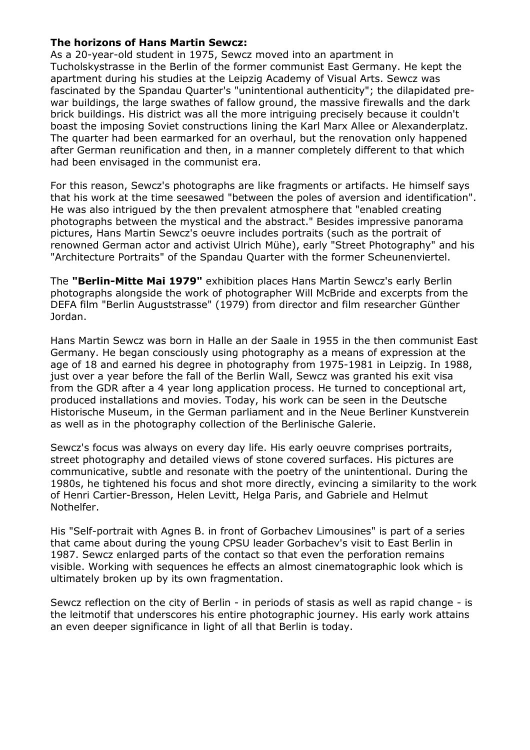**The horizons of Hans Martin Sewcz:**

As a 20-year-old student in 1975, Sewcz moved into an apartment in Tucholskystrasse in the Berlin of the former communist East Germany. He kept the apartment during his studies at the Leipzig Academy of Visual Arts. Sewcz was fascinated by the Spandau Quarter's "unintentional authenticity"; the dilapidated pre-war buildings, the large swathes of fallow ground, the massive firewalls and the dark brick buildings. His district was all the more intriguing precisely because it couldn't boast the imposing Soviet constructions lining the Karl Marx Allee or Alexanderplatz. The quarter had been earmarked for an overhaul, but the renovation only happened after German reunification and then, in a manner completely different to that which had been envisaged in the communist era.

For this reason, Sewcz's photographs are like fragments or artifacts. He himself says that his work at the time seesawed "between the poles of aversion and identification". He was also intrigued by the then prevalent atmosphere that "enabled creating photographs between the mystical and the abstract." Besides impressive panorama pictures, Hans Martin Sewcz's oeuvre includes portraits (such as the portrait of renowned German actor and activist Ulrich Mühe), early "Street Photography" and his "Architecture Portraits" of the Spandau Quarter with the former Scheunenviertel.

The **"Berlin-Mitte Mai 1979"** exhibition places Hans Martin Sewcz's early Berlin photographs alongside the work of photographer Will McBride and excerpts from the DEFA film "Berlin Auguststrasse" (1979) from director and film researcher Günther Jordan.

Hans Martin Sewcz was born in Halle an der Saale in 1955 in the then communist East Germany. He began consciously using photography as a means of expression at the age of 18 and earned his degree in photography from 1975-1981 in Leipzig. In 1988, just over a year before the fall of the Berlin Wall, Sewcz was granted his exit visa from the GDR after a 4 year long application process. He turned to conceptional art, produced installations and movies. Today, his work can be seen in the Deutsche Historische Museum, in the German parliament and in the Neue Berliner Kunstverein as well as in the photography collection of the Berlinische Galerie.

Sewcz's focus was always on every day life. His early oeuvre comprises portraits, street photography and detailed views of stone covered surfaces. His pictures are communicative, subtle and resonate with the poetry of the unintentional. During the 1980s, he tightened his focus and shot more directly, evincing a similarity to the work of Henri Cartier-Bresson, Helen Levitt, Helga Paris, and Gabriele and Helmut Nothelfer.

His "Self-portrait with Agnes B. in front of Gorbachev Limousines" is part of a series that came about during the young CPSU leader Gorbachev's visit to East Berlin in 1987. Sewcz enlarged parts of the contact so that even the perforation remains visible. Working with sequences he effects an almost cinematographic look which is ultimately broken up by its own fragmentation.

Sewcz reflection on the city of Berlin - in periods of stasis as well as rapid change - is the leitmotif that underscores his entire photographic journey. His early work attains an even deeper significance in light of all that Berlin is today.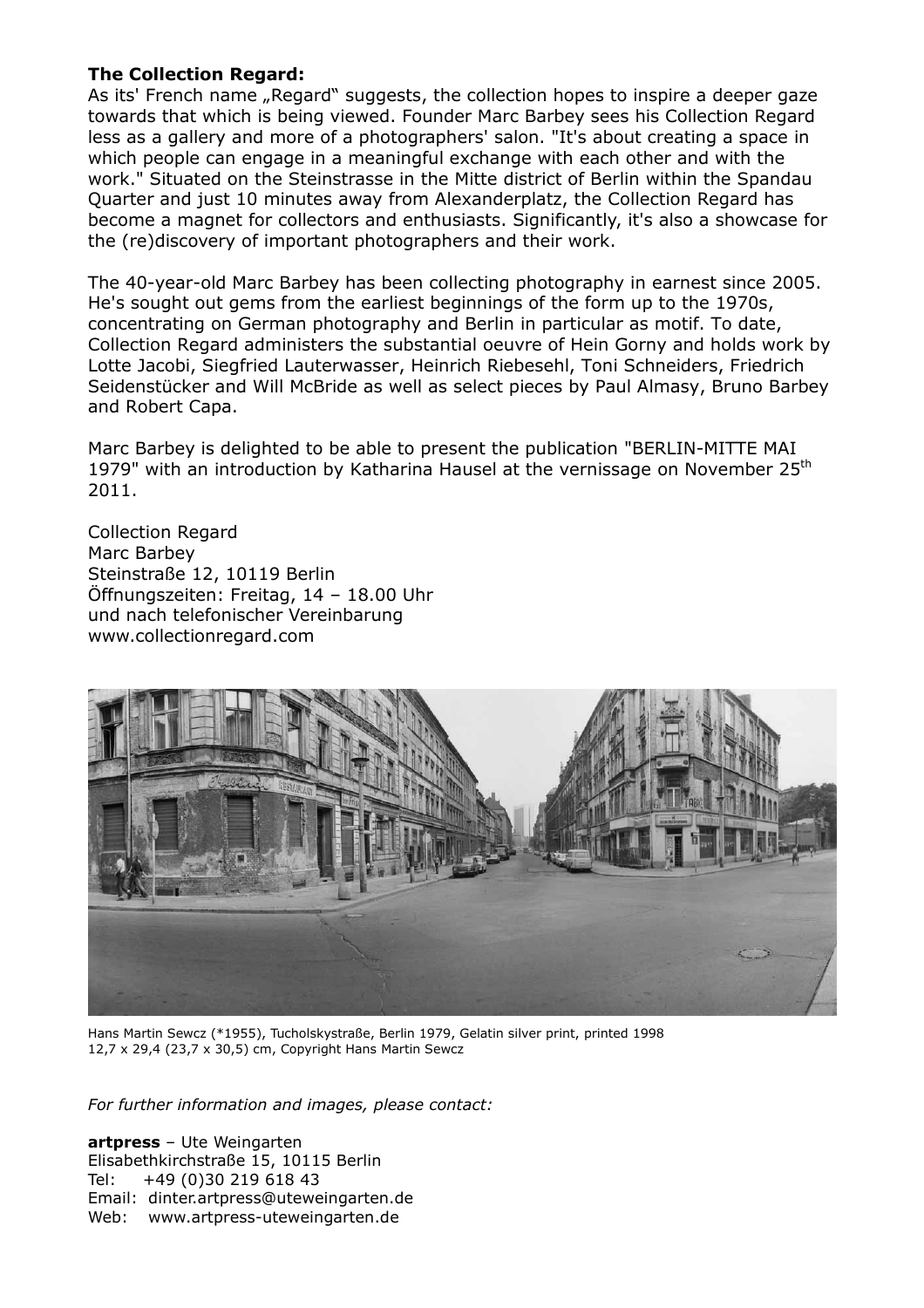**The Collection Regard:**
As its' French name „Regard" suggests, the collection hopes to inspire a deeper gaze towards that which is being viewed. Founder Marc Barbey sees his Collection Regard less as a gallery and more of a photographers' salon. "It's about creating a space in which people can engage in a meaningful exchange with each other and with the work." Situated on the Steinstrasse in the Mitte district of Berlin within the Spandau Quarter and just 10 minutes away from Alexanderplatz, the Collection Regard has become a magnet for collectors and enthusiasts. Significantly, it's also a showcase for the (re)discovery of important photographers and their work.

The 40-year-old Marc Barbey has been collecting photography in earnest since 2005. He's sought out gems from the earliest beginnings of the form up to the 1970s, concentrating on German photography and Berlin in particular as motif. To date, Collection Regard administers the substantial oeuvre of Hein Gorny and holds work by Lotte Jacobi, Siegfried Lauterwasser, Heinrich Riebesehl, Toni Schneiders, Friedrich Seidenstücker and Will McBride as well as select pieces by Paul Almasy, Bruno Barbey and Robert Capa.

Marc Barbey is delighted to be able to present the publication "BERLIN-MITTE MAI 1979" with an introduction by Katharina Hausel at the vernissage on November 25th 2011.

Collection Regard
Marc Barbey
Steinstraße 12, 10119 Berlin
Öffnungszeiten: Freitag, 14 – 18.00 Uhr
und nach telefonischer Vereinbarung
www.collectionregard.com

Hans Martin Sewcz (*1955), Tucholskystraße, Berlin 1979, Gelatin silver print, printed 1998
12,7 x 29,4 (23,7 x 30,5) cm, Copyright Hans Martin Sewcz

*For further information and images, please contact:*

**artpress** – Ute Weingarten
Elisabethkirchstraße 15, 10115 Berlin
Tel: +49 (0)30 219 618 43
Email: dinter.artpress@uteweingarten.de
Web: www.artpress-uteweingarten.de